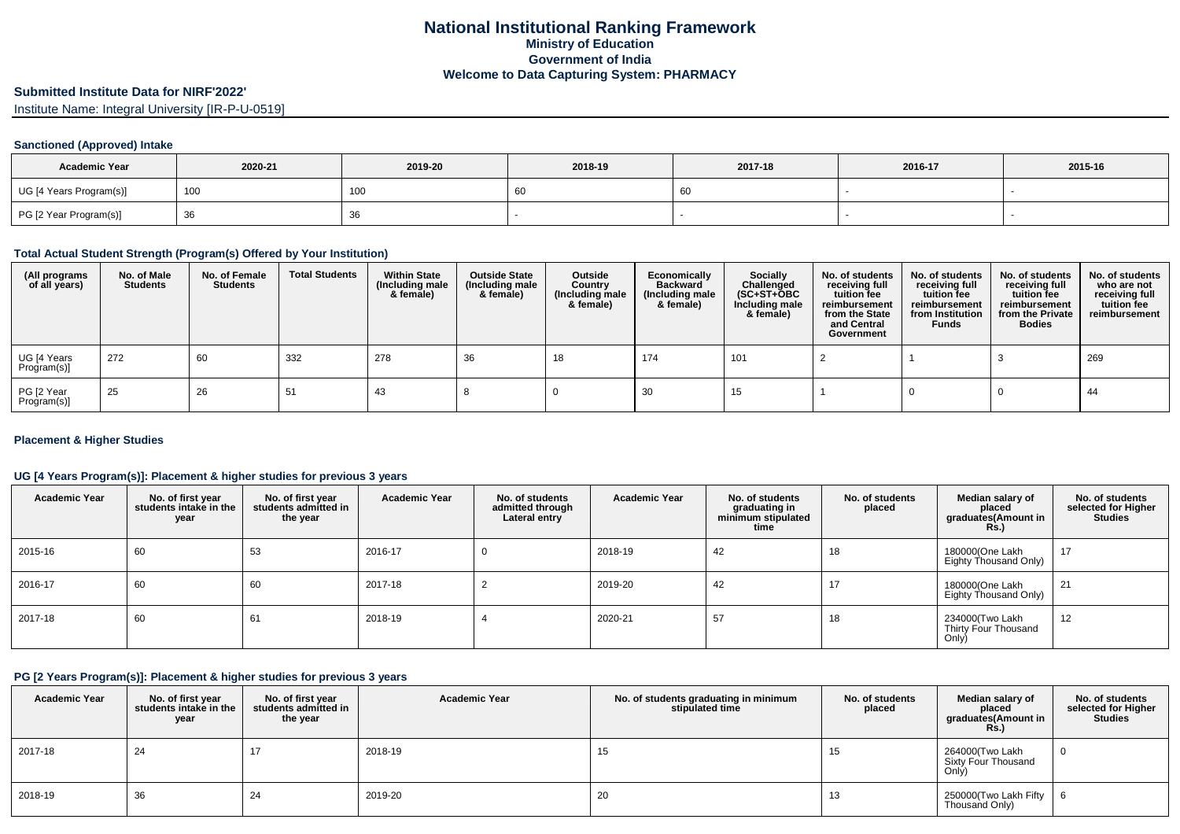# National Institutional Ranking Framework

**Ministry of Education**

**Government of India**

**Welcome to Data Capturing System: PHARMACY**

## Submitted Institute Data for NIRF'2022'

Institute Name: Integral University [IR-P-U-0519]

### Sanctioned (Approved) Intake

| Academic Year | 2020-21 | 2019-20 | 2018-19 | 2017-18 | 2016-17 | 2015-16 |
|---|---|---|---|---|---|---|
| UG [4 Years Program(s)] | 100 | 100 | 60 | 60 | - | - |
| PG [2 Year Program(s)] | 36 | 36 | - | - | - | - |

### Total Actual Student Strength (Program(s) Offered by Your Institution)

| (All programs of all years) | No. of Male Students | No. of Female Students | Total Students | Within State (Including male & female) | Outside State (Including male & female) | Outside Country (Including male & female) | Economically Backward (Including male & female) | Socially Challenged (SC+ST+OBC Including male & female) | No. of students receiving full tuition fee reimbursement from the State and Central Government | No. of students receiving full tuition fee reimbursement from Institution Funds | No. of students receiving full tuition fee reimbursement from the Private Bodies | No. of students who are not receiving full tuition fee reimbursement |
|---|---|---|---|---|---|---|---|---|---|---|---|---|
| UG [4 Years Program(s)] | 272 | 60 | 332 | 278 | 36 | 18 | 174 | 101 | 2 | 1 | 3 | 269 |
| PG [2 Year Program(s)] | 25 | 26 | 51 | 43 | 8 | 0 | 30 | 15 | 1 | 0 | 0 | 44 |

### Placement & Higher Studies

#### UG [4 Years Program(s)]: Placement & higher studies for previous 3 years

| Academic Year | No. of first year students intake in the year | No. of first year students admitted in the year | Academic Year | No. of students admitted through Lateral entry | Academic Year | No. of students graduating in minimum stipulated time | No. of students placed | Median salary of placed graduates(Amount in Rs.) | No. of students selected for Higher Studies |
|---|---|---|---|---|---|---|---|---|---|
| 2015-16 | 60 | 53 | 2016-17 | 0 | 2018-19 | 42 | 18 | 180000(One Lakh Eighty Thousand Only) | 17 |
| 2016-17 | 60 | 60 | 2017-18 | 2 | 2019-20 | 42 | 17 | 180000(One Lakh Eighty Thousand Only) | 21 |
| 2017-18 | 60 | 61 | 2018-19 | 4 | 2020-21 | 57 | 18 | 234000(Two Lakh Thirty Four Thousand Only) | 12 |

#### PG [2 Years Program(s)]: Placement & higher studies for previous 3 years

| Academic Year | No. of first year students intake in the year | No. of first year students admitted in the year | Academic Year | No. of students graduating in minimum stipulated time | No. of students placed | Median salary of placed graduates(Amount in Rs.) | No. of students selected for Higher Studies |
|---|---|---|---|---|---|---|---|
| 2017-18 | 24 | 17 | 2018-19 | 15 | 15 | 264000(Two Lakh Sixty Four Thousand Only) | 0 |
| 2018-19 | 36 | 24 | 2019-20 | 20 | 13 | 250000(Two Lakh Fifty Thousand Only) | 6 |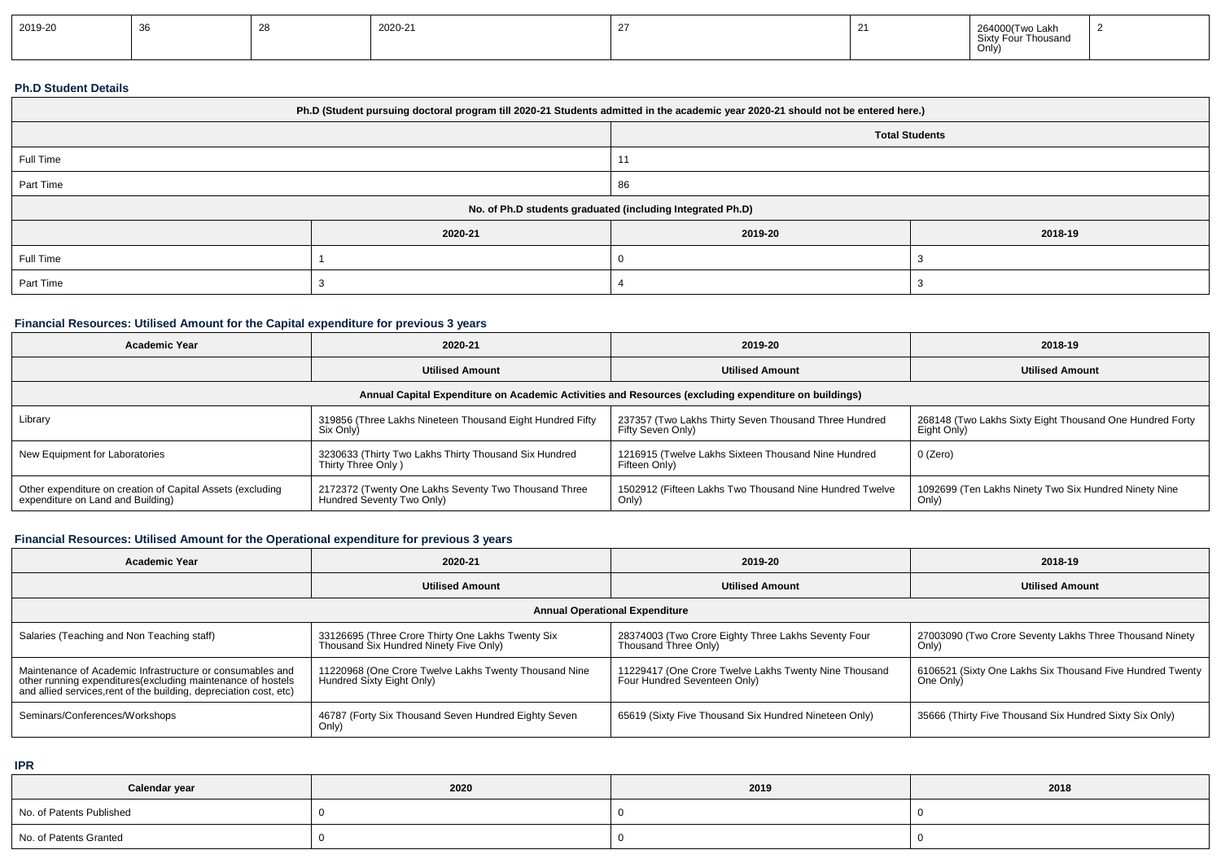| 2019-20 | 36 | 28 | 2020-21 | 27 | 21 | 264000(Two Lakh Sixty Four Thousand Only) | 2 |
|---|---|---|---|---|---|---|---|

### Ph.D Student Details

| Ph.D (Student pursuing doctoral program till 2020-21 Students admitted in the academic year 2020-21 should not be entered here.) | | | |
|---|---|---|---|
| | | Total Students | |
| Full Time | | 11 | |
| Part Time | | 86 | |
| No. of Ph.D students graduated (including Integrated Ph.D) | | | |
| | 2020-21 | 2019-20 | 2018-19 |
| Full Time | 1 | 0 | 3 |
| Part Time | 3 | 4 | 3 |

### Financial Resources: Utilised Amount for the Capital expenditure for previous 3 years

| Academic Year | 2020-21 | 2019-20 | 2018-19 |
|---|---|---|---|
| | Utilised Amount | Utilised Amount | Utilised Amount |
| Annual Capital Expenditure on Academic Activities and Resources (excluding expenditure on buildings) | | | |
| Library | 319856 (Three Lakhs Nineteen Thousand Eight Hundred Fifty Six Only) | 237357 (Two Lakhs Thirty Seven Thousand Three Hundred Fifty Seven Only) | 268148 (Two Lakhs Sixty Eight Thousand One Hundred Forty Eight Only) |
| New Equipment for Laboratories | 3230633 (Thirty Two Lakhs Thirty Thousand Six Hundred Thirty Three Only ) | 1216915 (Twelve Lakhs Sixteen Thousand Nine Hundred Fifteen Only) | 0 (Zero) |
| Other expenditure on creation of Capital Assets (excluding expenditure on Land and Building) | 2172372 (Twenty One Lakhs Seventy Two Thousand Three Hundred Seventy Two Only) | 1502912 (Fifteen Lakhs Two Thousand Nine Hundred Twelve Only) | 1092699 (Ten Lakhs Ninety Two Six Hundred Ninety Nine Only) |

### Financial Resources: Utilised Amount for the Operational expenditure for previous 3 years

| Academic Year | 2020-21 | 2019-20 | 2018-19 |
|---|---|---|---|
| | Utilised Amount | Utilised Amount | Utilised Amount |
| Annual Operational Expenditure | | | |
| Salaries (Teaching and Non Teaching staff) | 33126695 (Three Crore Thirty One Lakhs Twenty Six Thousand Six Hundred Ninety Five Only) | 28374003 (Two Crore Eighty Three Lakhs Seventy Four Thousand Three Only) | 27003090 (Two Crore Seventy Lakhs Three Thousand Ninety Only) |
| Maintenance of Academic Infrastructure or consumables and other running expenditures(excluding maintenance of hostels and allied services,rent of the building, depreciation cost, etc) | 11220968 (One Crore Twelve Lakhs Twenty Thousand Nine Hundred Sixty Eight Only) | 11229417 (One Crore Twelve Lakhs Twenty Nine Thousand Four Hundred Seventeen Only) | 6106521 (Sixty One Lakhs Six Thousand Five Hundred Twenty One Only) |
| Seminars/Conferences/Workshops | 46787 (Forty Six Thousand Seven Hundred Eighty Seven Only) | 65619 (Sixty Five Thousand Six Hundred Nineteen Only) | 35666 (Thirty Five Thousand Six Hundred Sixty Six Only) |

### IPR

| Calendar year | 2020 | 2019 | 2018 |
|---|---|---|---|
| No. of Patents Published | 0 | 0 | 0 |
| No. of Patents Granted | 0 | 0 | 0 |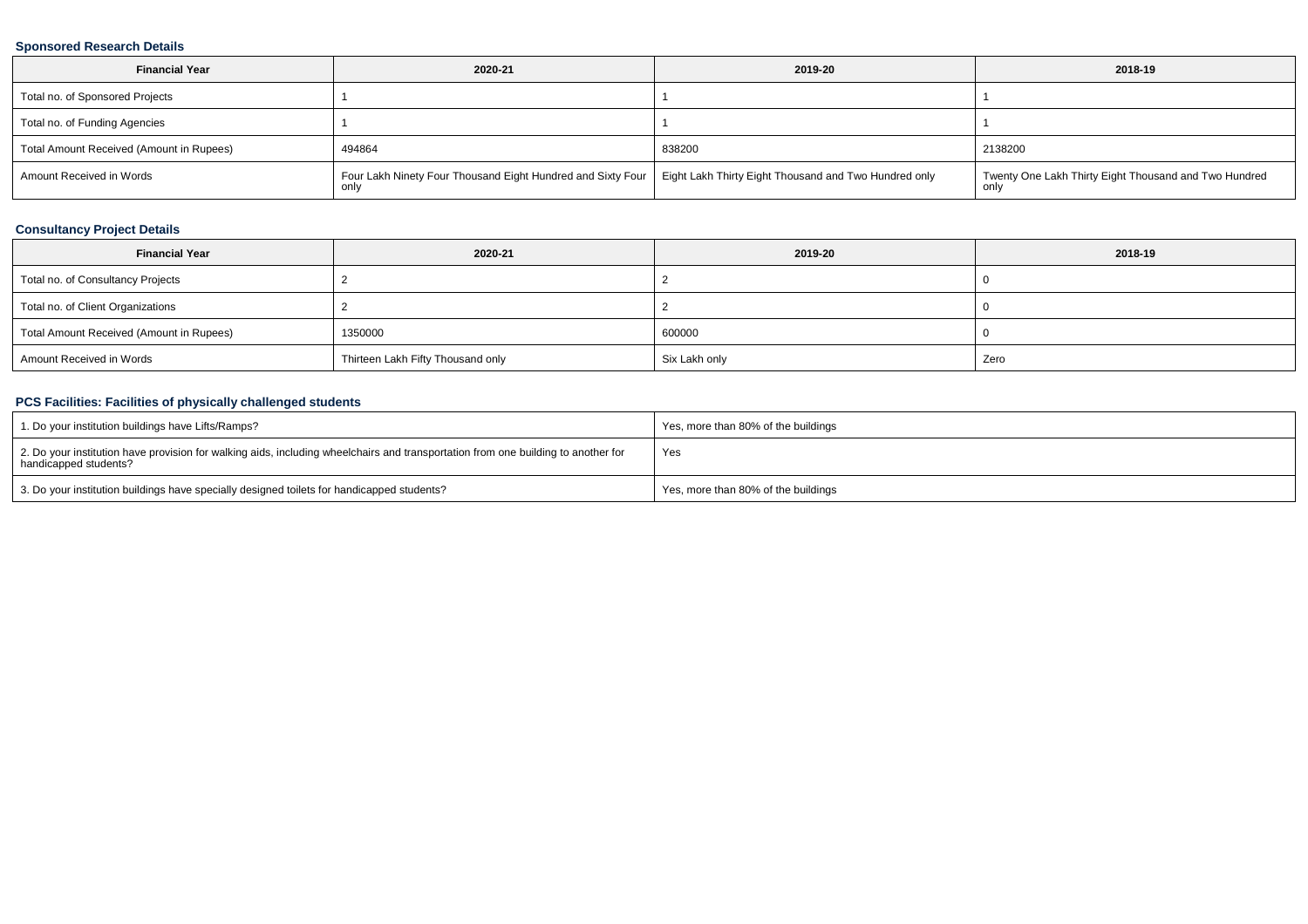### Sponsored Research Details

| Financial Year | 2020-21 | 2019-20 | 2018-19 |
|---|---|---|---|
| Total no. of Sponsored Projects | 1 | 1 | 1 |
| Total no. of Funding Agencies | 1 | 1 | 1 |
| Total Amount Received (Amount in Rupees) | 494864 | 838200 | 2138200 |
| Amount Received in Words | Four Lakh Ninety Four Thousand Eight Hundred and Sixty Four only | Eight Lakh Thirty Eight Thousand and Two Hundred only | Twenty One Lakh Thirty Eight Thousand and Two Hundred only |

### Consultancy Project Details

| Financial Year | 2020-21 | 2019-20 | 2018-19 |
|---|---|---|---|
| Total no. of Consultancy Projects | 2 | 2 | 0 |
| Total no. of Client Organizations | 2 | 2 | 0 |
| Total Amount Received (Amount in Rupees) | 1350000 | 600000 | 0 |
| Amount Received in Words | Thirteen Lakh Fifty Thousand only | Six Lakh only | Zero |

### PCS Facilities: Facilities of physically challenged students

| | |
|---|---|
| 1. Do your institution buildings have Lifts/Ramps? | Yes, more than 80% of the buildings |
| 2. Do your institution have provision for walking aids, including wheelchairs and transportation from one building to another for handicapped students? | Yes |
| 3. Do your institution buildings have specially designed toilets for handicapped students? | Yes, more than 80% of the buildings |